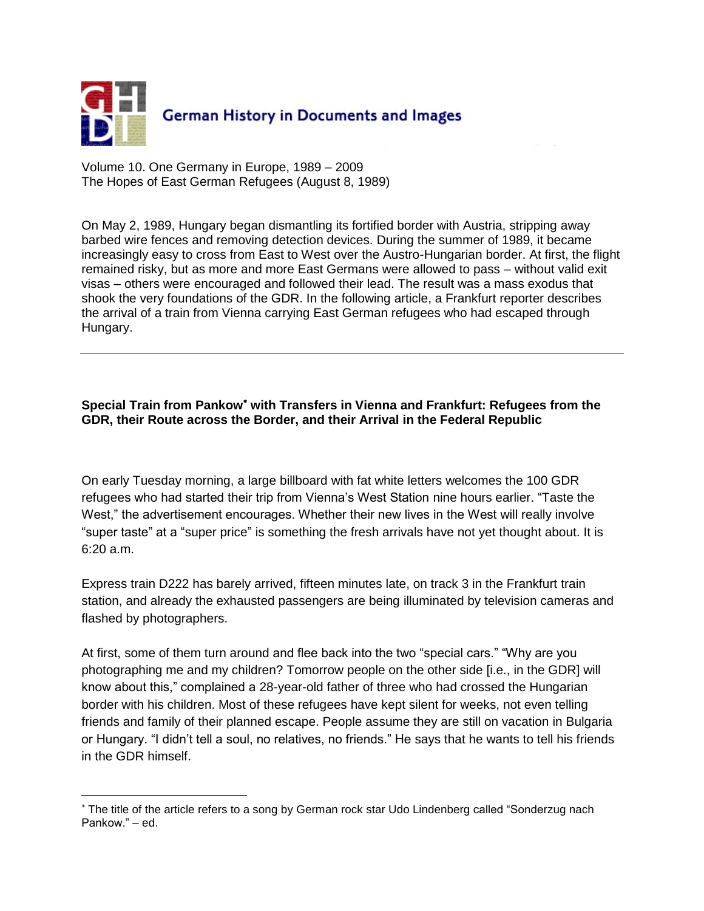German History in Documents and Images

Volume 10. One Germany in Europe, 1989 – 2009
The Hopes of East German Refugees (August 8, 1989)

On May 2, 1989, Hungary began dismantling its fortified border with Austria, stripping away barbed wire fences and removing detection devices. During the summer of 1989, it became increasingly easy to cross from East to West over the Austro-Hungarian border. At first, the flight remained risky, but as more and more East Germans were allowed to pass – without valid exit visas – others were encouraged and followed their lead. The result was a mass exodus that shook the very foundations of the GDR. In the following article, a Frankfurt reporter describes the arrival of a train from Vienna carrying East German refugees who had escaped through Hungary.

---

**Special Train from Pankow\* with Transfers in Vienna and Frankfurt: Refugees from the GDR, their Route across the Border, and their Arrival in the Federal Republic**

On early Tuesday morning, a large billboard with fat white letters welcomes the 100 GDR refugees who had started their trip from Vienna's West Station nine hours earlier. "Taste the West," the advertisement encourages. Whether their new lives in the West will really involve "super taste" at a "super price" is something the fresh arrivals have not yet thought about. It is 6:20 a.m.

Express train D222 has barely arrived, fifteen minutes late, on track 3 in the Frankfurt train station, and already the exhausted passengers are being illuminated by television cameras and flashed by photographers.

At first, some of them turn around and flee back into the two "special cars." "Why are you photographing me and my children? Tomorrow people on the other side [i.e., in the GDR] will know about this," complained a 28-year-old father of three who had crossed the Hungarian border with his children. Most of these refugees have kept silent for weeks, not even telling friends and family of their planned escape. People assume they are still on vacation in Bulgaria or Hungary. "I didn't tell a soul, no relatives, no friends." He says that he wants to tell his friends in the GDR himself.

---

\* The title of the article refers to a song by German rock star Udo Lindenberg called "Sonderzug nach Pankow." – ed.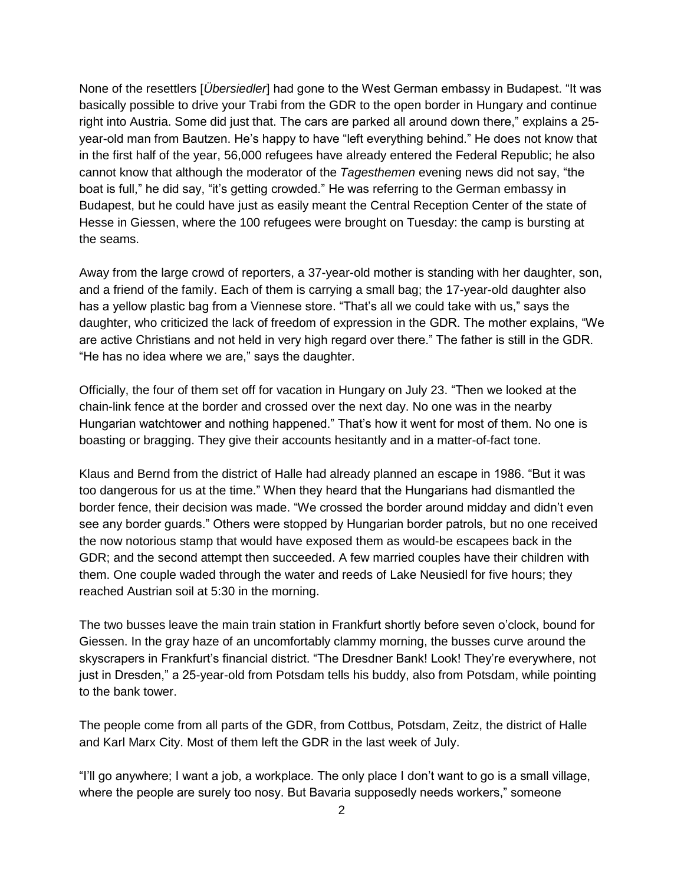None of the resettlers [*Übersiedler*] had gone to the West German embassy in Budapest. "It was basically possible to drive your Trabi from the GDR to the open border in Hungary and continue right into Austria. Some did just that. The cars are parked all around down there," explains a 25-year-old man from Bautzen. He's happy to have "left everything behind." He does not know that in the first half of the year, 56,000 refugees have already entered the Federal Republic; he also cannot know that although the moderator of the *Tagesthemen* evening news did not say, "the boat is full," he did say, "it's getting crowded." He was referring to the German embassy in Budapest, but he could have just as easily meant the Central Reception Center of the state of Hesse in Giessen, where the 100 refugees were brought on Tuesday: the camp is bursting at the seams.

Away from the large crowd of reporters, a 37-year-old mother is standing with her daughter, son, and a friend of the family. Each of them is carrying a small bag; the 17-year-old daughter also has a yellow plastic bag from a Viennese store. "That's all we could take with us," says the daughter, who criticized the lack of freedom of expression in the GDR. The mother explains, "We are active Christians and not held in very high regard over there." The father is still in the GDR. "He has no idea where we are," says the daughter.

Officially, the four of them set off for vacation in Hungary on July 23. "Then we looked at the chain-link fence at the border and crossed over the next day. No one was in the nearby Hungarian watchtower and nothing happened." That's how it went for most of them. No one is boasting or bragging. They give their accounts hesitantly and in a matter-of-fact tone.

Klaus and Bernd from the district of Halle had already planned an escape in 1986. "But it was too dangerous for us at the time." When they heard that the Hungarians had dismantled the border fence, their decision was made. "We crossed the border around midday and didn't even see any border guards." Others were stopped by Hungarian border patrols, but no one received the now notorious stamp that would have exposed them as would-be escapees back in the GDR; and the second attempt then succeeded. A few married couples have their children with them. One couple waded through the water and reeds of Lake Neusiedl for five hours; they reached Austrian soil at 5:30 in the morning.

The two busses leave the main train station in Frankfurt shortly before seven o'clock, bound for Giessen. In the gray haze of an uncomfortably clammy morning, the busses curve around the skyscrapers in Frankfurt's financial district. "The Dresdner Bank! Look! They're everywhere, not just in Dresden," a 25-year-old from Potsdam tells his buddy, also from Potsdam, while pointing to the bank tower.

The people come from all parts of the GDR, from Cottbus, Potsdam, Zeitz, the district of Halle and Karl Marx City. Most of them left the GDR in the last week of July.

"I'll go anywhere; I want a job, a workplace. The only place I don't want to go is a small village, where the people are surely too nosy. But Bavaria supposedly needs workers," someone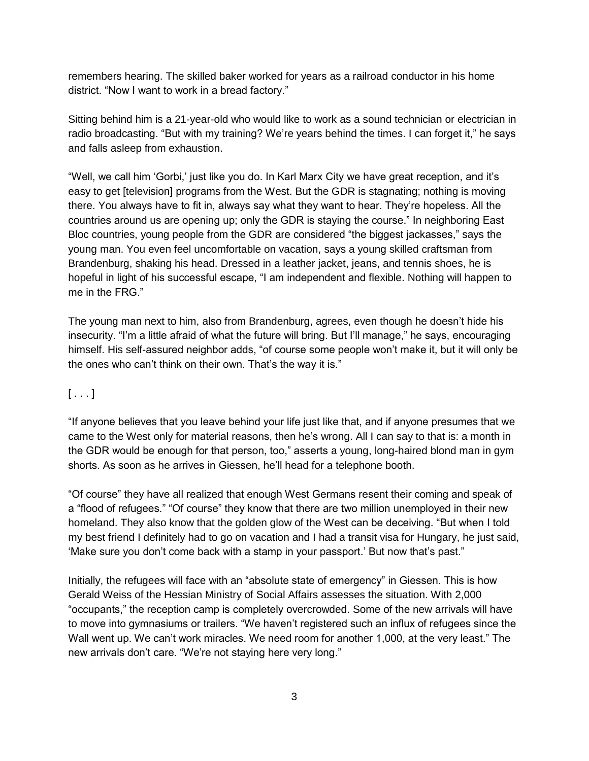remembers hearing. The skilled baker worked for years as a railroad conductor in his home district. "Now I want to work in a bread factory."

Sitting behind him is a 21-year-old who would like to work as a sound technician or electrician in radio broadcasting. "But with my training? We're years behind the times. I can forget it," he says and falls asleep from exhaustion.

"Well, we call him 'Gorbi,' just like you do. In Karl Marx City we have great reception, and it's easy to get [television] programs from the West. But the GDR is stagnating; nothing is moving there. You always have to fit in, always say what they want to hear. They're hopeless. All the countries around us are opening up; only the GDR is staying the course." In neighboring East Bloc countries, young people from the GDR are considered "the biggest jackasses," says the young man. You even feel uncomfortable on vacation, says a young skilled craftsman from Brandenburg, shaking his head. Dressed in a leather jacket, jeans, and tennis shoes, he is hopeful in light of his successful escape, "I am independent and flexible. Nothing will happen to me in the FRG."

The young man next to him, also from Brandenburg, agrees, even though he doesn't hide his insecurity. "I'm a little afraid of what the future will bring. But I'll manage," he says, encouraging himself. His self-assured neighbor adds, "of course some people won't make it, but it will only be the ones who can't think on their own. That's the way it is."

[ . . . ]

"If anyone believes that you leave behind your life just like that, and if anyone presumes that we came to the West only for material reasons, then he's wrong. All I can say to that is: a month in the GDR would be enough for that person, too," asserts a young, long-haired blond man in gym shorts. As soon as he arrives in Giessen, he'll head for a telephone booth.

"Of course" they have all realized that enough West Germans resent their coming and speak of a "flood of refugees." "Of course" they know that there are two million unemployed in their new homeland. They also know that the golden glow of the West can be deceiving. "But when I told my best friend I definitely had to go on vacation and I had a transit visa for Hungary, he just said, 'Make sure you don't come back with a stamp in your passport.' But now that's past."

Initially, the refugees will face with an "absolute state of emergency" in Giessen. This is how Gerald Weiss of the Hessian Ministry of Social Affairs assesses the situation. With 2,000 "occupants," the reception camp is completely overcrowded. Some of the new arrivals will have to move into gymnasiums or trailers. "We haven't registered such an influx of refugees since the Wall went up. We can't work miracles. We need room for another 1,000, at the very least." The new arrivals don't care. "We're not staying here very long."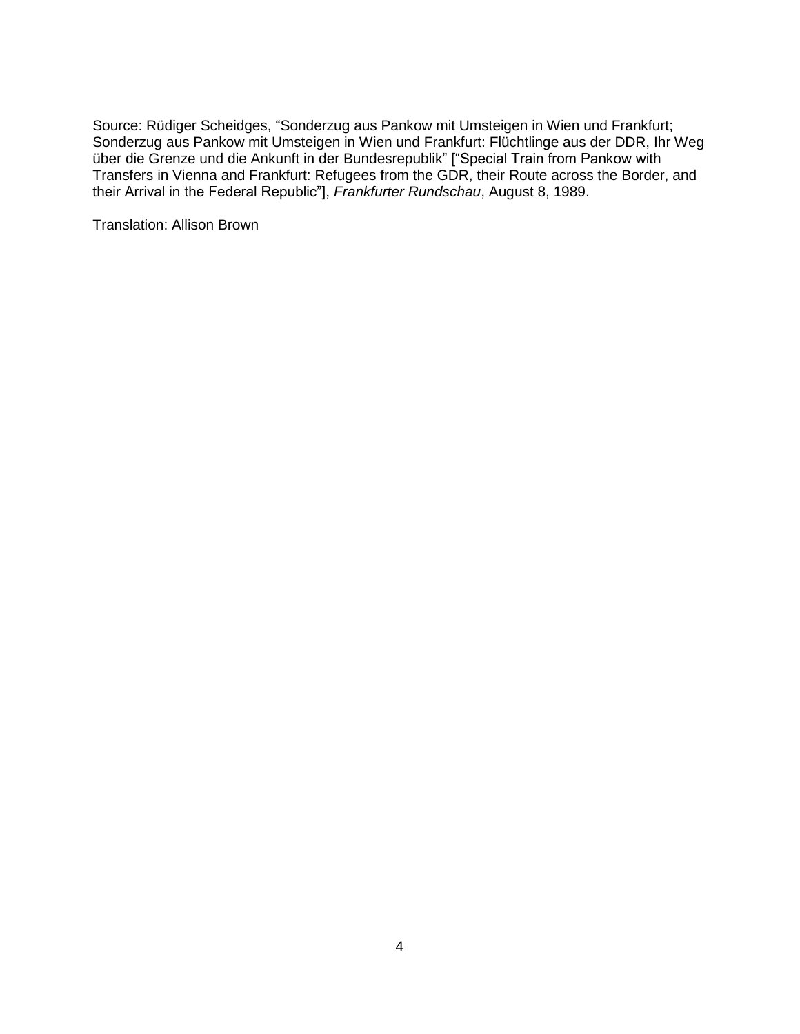Source: Rüdiger Scheidges, "Sonderzug aus Pankow mit Umsteigen in Wien und Frankfurt; Sonderzug aus Pankow mit Umsteigen in Wien und Frankfurt: Flüchtlinge aus der DDR, Ihr Weg über die Grenze und die Ankunft in der Bundesrepublik" ["Special Train from Pankow with Transfers in Vienna and Frankfurt: Refugees from the GDR, their Route across the Border, and their Arrival in the Federal Republic"], *Frankfurter Rundschau*, August 8, 1989.

Translation: Allison Brown